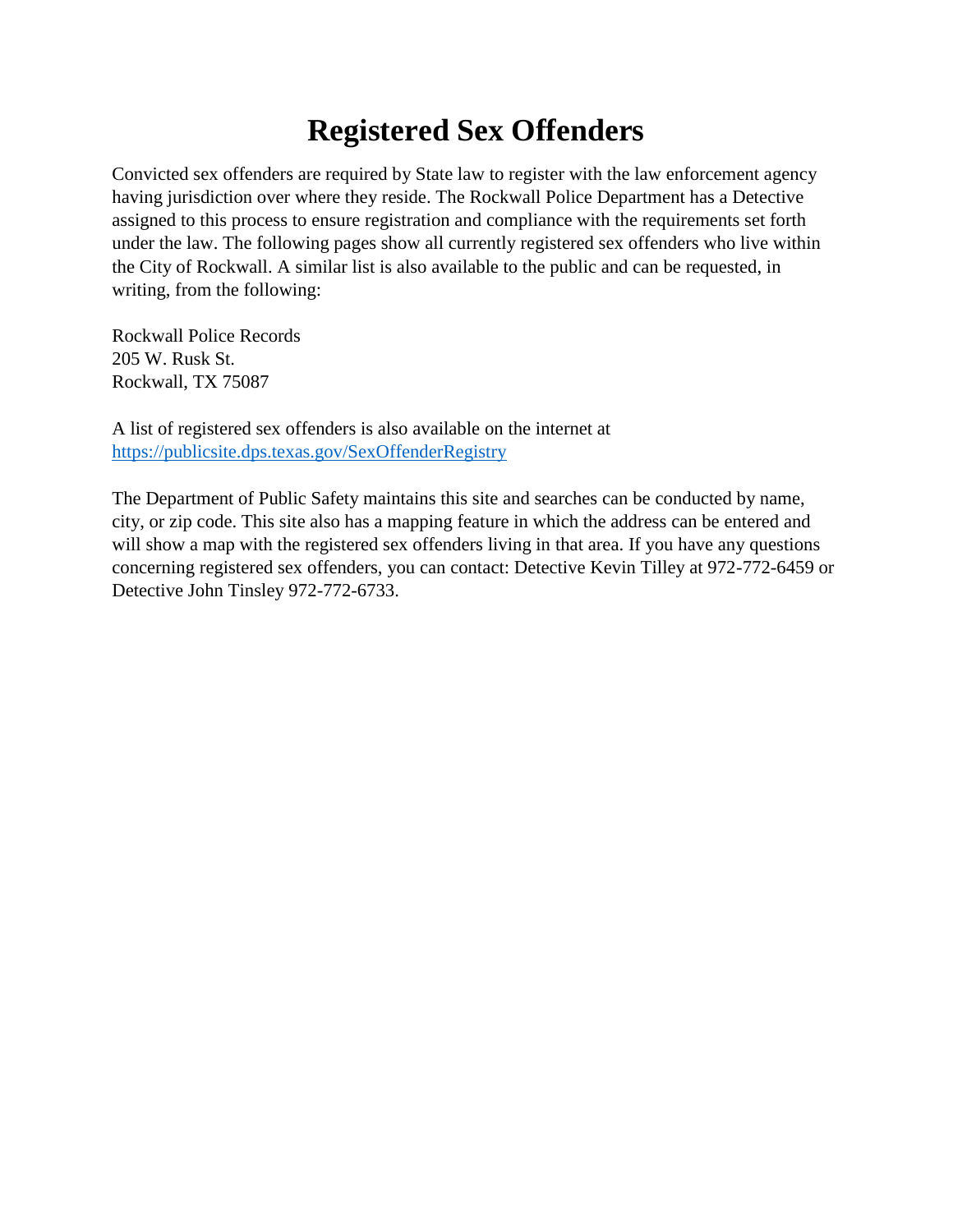# Registered Sex Offenders

Convicted sex offenders are required by State law to register with the law enforcement agency having jurisdiction over where they reside. The Rockwall Police Department has a Detective assigned to this process to ensure registration and compliance with the requirements set forth under the law. The following pages show all currently registered sex offenders who live within the City of Rockwall. A similar list is also available to the public and can be requested, in writing, from the following:

Rockwall Police Records
205 W. Rusk St.
Rockwall, TX 75087

A list of registered sex offenders is also available on the internet at
[https://publicsite.dps.texas.gov/SexOffenderRegistry](https://publicsite.dps.texas.gov/SexOffenderRegistry)

The Department of Public Safety maintains this site and searches can be conducted by name, city, or zip code. This site also has a mapping feature in which the address can be entered and will show a map with the registered sex offenders living in that area. If you have any questions concerning registered sex offenders, you can contact: Detective Kevin Tilley at 972-772-6459 or Detective John Tinsley 972-772-6733.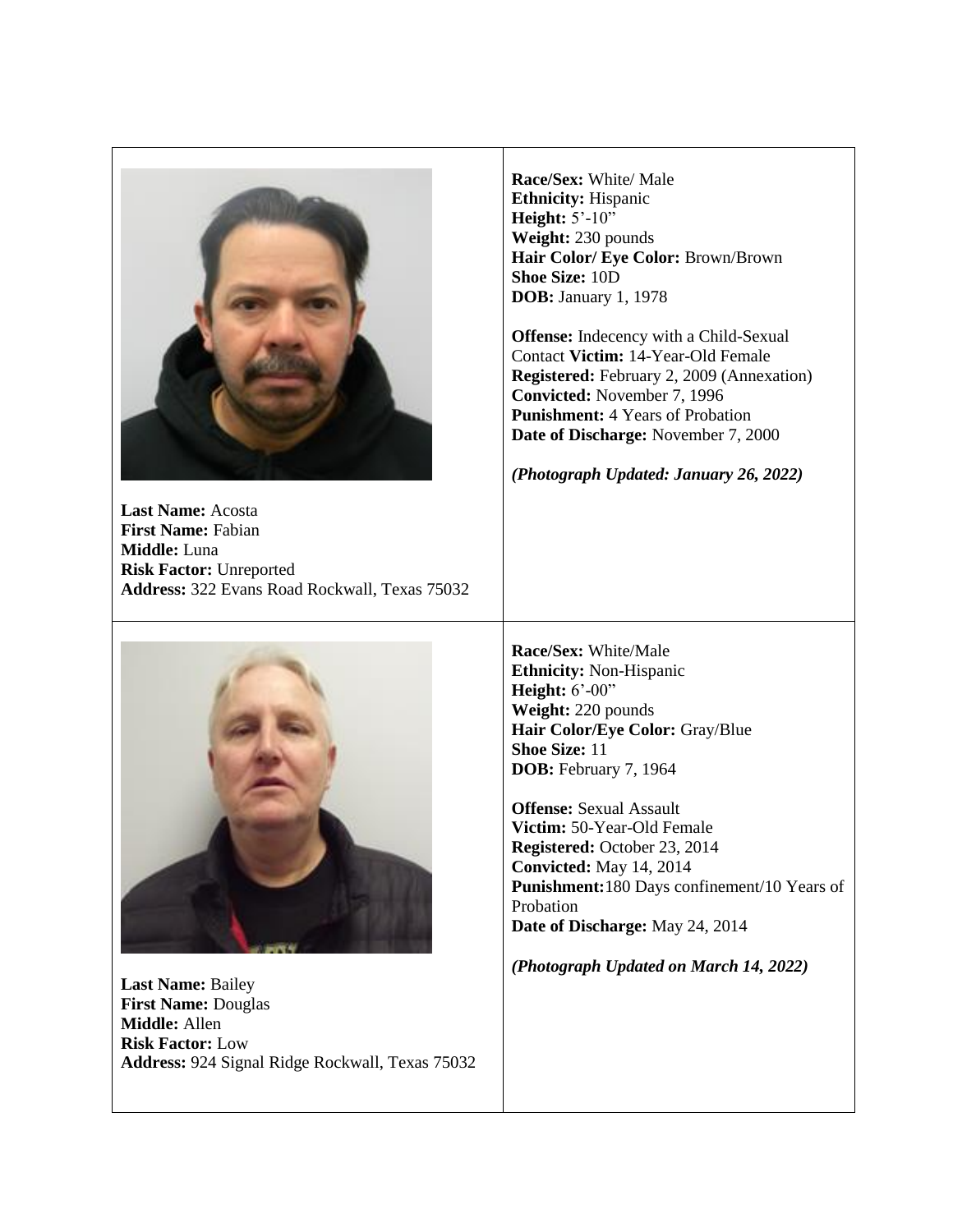| | |
|---|---|
| **Last Name:** Acosta<br>**First Name:** Fabian<br>**Middle:** Luna<br>**Risk Factor:** Unreported<br>**Address:** 322 Evans Road Rockwall, Texas 75032 | **Race/Sex:** White/ Male<br>**Ethnicity:** Hispanic<br>**Height:** 5'-10"<br>**Weight:** 230 pounds<br>**Hair Color/ Eye Color:** Brown/Brown<br>**Shoe Size:** 10D<br>**DOB:** January 1, 1978<br><br>**Offense:** Indecency with a Child-Sexual Contact **Victim:** 14-Year-Old Female<br>**Registered:** February 2, 2009 (Annexation)<br>**Convicted:** November 7, 1996<br>**Punishment:** 4 Years of Probation<br>**Date of Discharge:** November 7, 2000<br><br>***(Photograph Updated: January 26, 2022)*** |
| **Last Name:** Bailey<br>**First Name:** Douglas<br>**Middle:** Allen<br>**Risk Factor:** Low<br>**Address:** 924 Signal Ridge Rockwall, Texas 75032 | **Race/Sex:** White/Male<br>**Ethnicity:** Non-Hispanic<br>**Height:** 6'-00"<br>**Weight:** 220 pounds<br>**Hair Color/Eye Color:** Gray/Blue<br>**Shoe Size:** 11<br>**DOB:** February 7, 1964<br><br>**Offense:** Sexual Assault<br>**Victim:** 50-Year-Old Female<br>**Registered:** October 23, 2014<br>**Convicted:** May 14, 2014<br>**Punishment:** 180 Days confinement/10 Years of Probation<br>**Date of Discharge:** May 24, 2014<br><br>***(Photograph Updated on March 14, 2022)*** |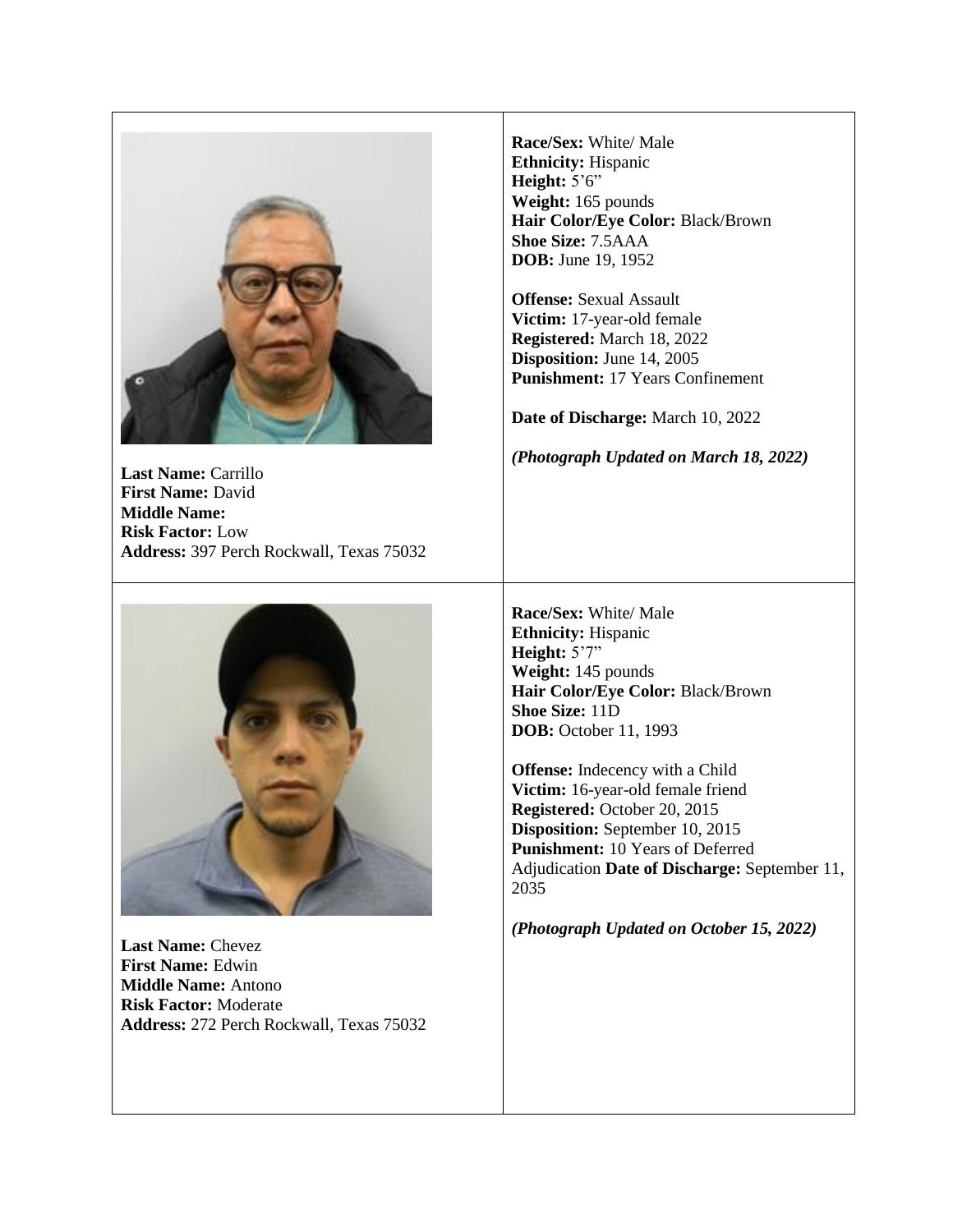| | |
|---|---|
| **Last Name:** Carrillo<br>**First Name:** David<br>**Middle Name:**<br>**Risk Factor:** Low<br>**Address:** 397 Perch Rockwall, Texas 75032 | **Race/Sex:** White/ Male<br>**Ethnicity:** Hispanic<br>**Height:** 5'6"<br>**Weight:** 165 pounds<br>**Hair Color/Eye Color:** Black/Brown<br>**Shoe Size:** 7.5AAA<br>**DOB:** June 19, 1952<br><br>**Offense:** Sexual Assault<br>**Victim:** 17-year-old female<br>**Registered:** March 18, 2022<br>**Disposition:** June 14, 2005<br>**Punishment:** 17 Years Confinement<br><br>**Date of Discharge:** March 10, 2022<br><br>***(Photograph Updated on March 18, 2022)*** |
| **Last Name:** Chevez<br>**First Name:** Edwin<br>**Middle Name:** Antono<br>**Risk Factor:** Moderate<br>**Address:** 272 Perch Rockwall, Texas 75032 | **Race/Sex:** White/ Male<br>**Ethnicity:** Hispanic<br>**Height:** 5'7"<br>**Weight:** 145 pounds<br>**Hair Color/Eye Color:** Black/Brown<br>**Shoe Size:** 11D<br>**DOB:** October 11, 1993<br><br>**Offense:** Indecency with a Child<br>**Victim:** 16-year-old female friend<br>**Registered:** October 20, 2015<br>**Disposition:** September 10, 2015<br>**Punishment:** 10 Years of Deferred Adjudication **Date of Discharge:** September 11, 2035<br><br>***(Photograph Updated on October 15, 2022)*** |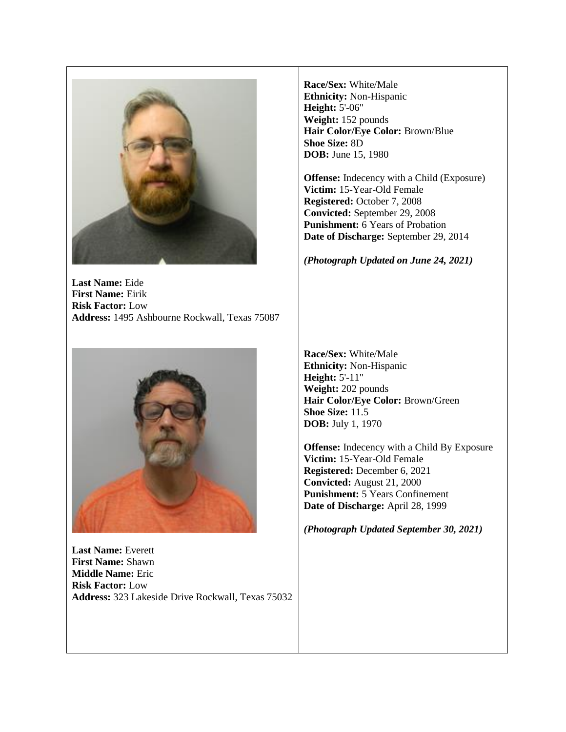| | |
|---|---|
| **Last Name:** Eide<br>**First Name:** Eirik<br>**Risk Factor:** Low<br>**Address:** 1495 Ashbourne Rockwall, Texas 75087 | **Race/Sex:** White/Male<br>**Ethnicity:** Non-Hispanic<br>**Height:** 5'-06"<br>**Weight:** 152 pounds<br>**Hair Color/Eye Color:** Brown/Blue<br>**Shoe Size:** 8D<br>**DOB:** June 15, 1980<br><br>**Offense:** Indecency with a Child (Exposure)<br>**Victim:** 15-Year-Old Female<br>**Registered:** October 7, 2008<br>**Convicted:** September 29, 2008<br>**Punishment:** 6 Years of Probation<br>**Date of Discharge:** September 29, 2014<br><br>***(Photograph Updated on June 24, 2021)*** |
| **Last Name:** Everett<br>**First Name:** Shawn<br>**Middle Name:** Eric<br>**Risk Factor:** Low<br>**Address:** 323 Lakeside Drive Rockwall, Texas 75032 | **Race/Sex:** White/Male<br>**Ethnicity:** Non-Hispanic<br>**Height:** 5'-11"<br>**Weight:** 202 pounds<br>**Hair Color/Eye Color:** Brown/Green<br>**Shoe Size:** 11.5<br>**DOB:** July 1, 1970<br><br>**Offense:** Indecency with a Child By Exposure<br>**Victim:** 15-Year-Old Female<br>**Registered:** December 6, 2021<br>**Convicted:** August 21, 2000<br>**Punishment:** 5 Years Confinement<br>**Date of Discharge:** April 28, 1999<br><br>***(Photograph Updated September 30, 2021)*** |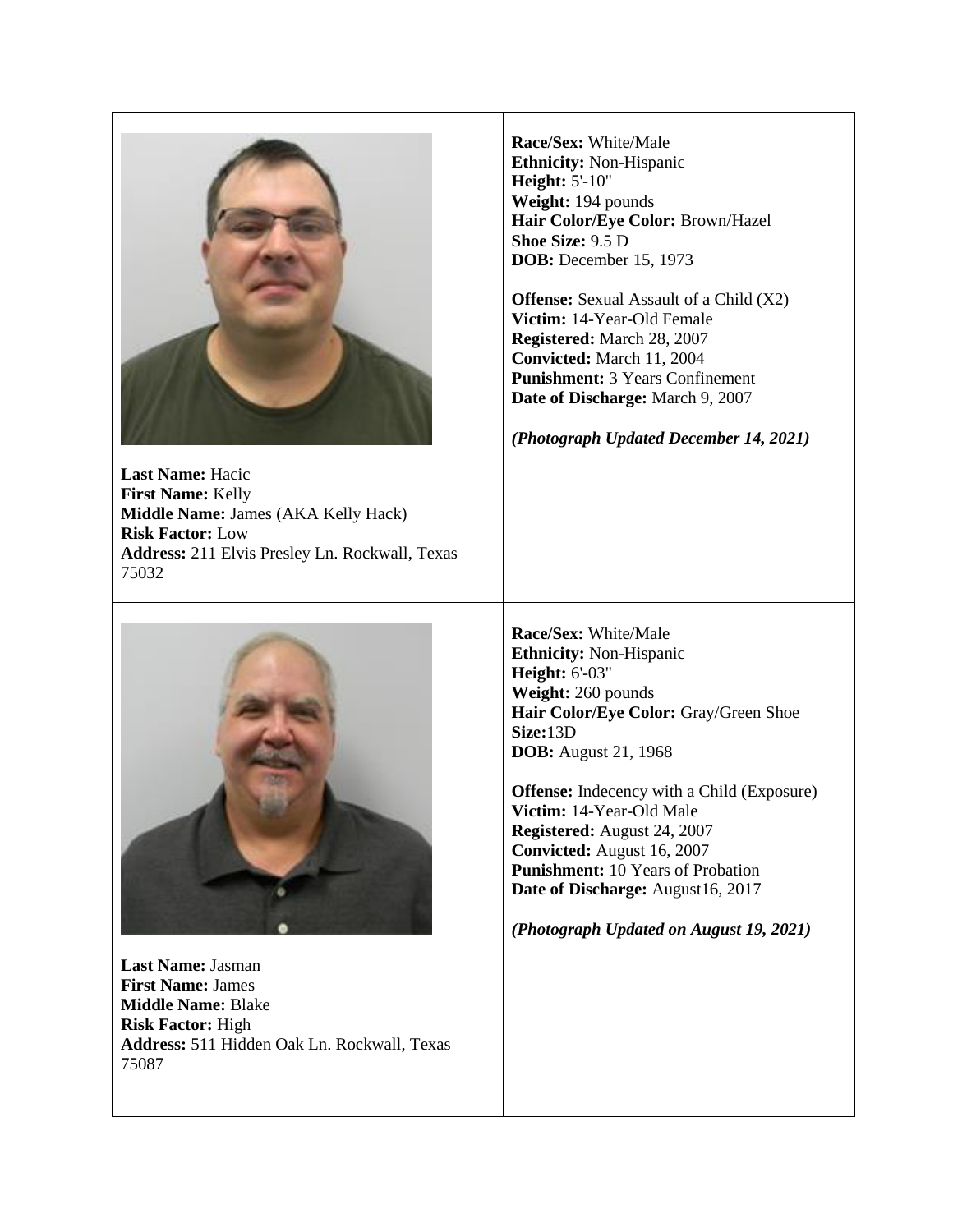| | |
|---|---|
| **Last Name:** Hacic<br>**First Name:** Kelly<br>**Middle Name:** James (AKA Kelly Hack)<br>**Risk Factor:** Low<br>**Address:** 211 Elvis Presley Ln. Rockwall, Texas 75032 | **Race/Sex:** White/Male<br>**Ethnicity:** Non-Hispanic<br>**Height:** 5'-10"<br>**Weight:** 194 pounds<br>**Hair Color/Eye Color:** Brown/Hazel<br>**Shoe Size:** 9.5 D<br>**DOB:** December 15, 1973<br><br>**Offense:** Sexual Assault of a Child (X2)<br>**Victim:** 14-Year-Old Female<br>**Registered:** March 28, 2007<br>**Convicted:** March 11, 2004<br>**Punishment:** 3 Years Confinement<br>**Date of Discharge:** March 9, 2007<br><br>***(Photograph Updated December 14, 2021)*** |
| **Last Name:** Jasman<br>**First Name:** James<br>**Middle Name:** Blake<br>**Risk Factor:** High<br>**Address:** 511 Hidden Oak Ln. Rockwall, Texas 75087 | **Race/Sex:** White/Male<br>**Ethnicity:** Non-Hispanic<br>**Height:** 6'-03"<br>**Weight:** 260 pounds<br>**Hair Color/Eye Color:** Gray/Green **Shoe Size:**13D<br>**DOB:** August 21, 1968<br><br>**Offense:** Indecency with a Child (Exposure)<br>**Victim:** 14-Year-Old Male<br>**Registered:** August 24, 2007<br>**Convicted:** August 16, 2007<br>**Punishment:** 10 Years of Probation<br>**Date of Discharge:** August16, 2017<br><br>***(Photograph Updated on August 19, 2021)*** |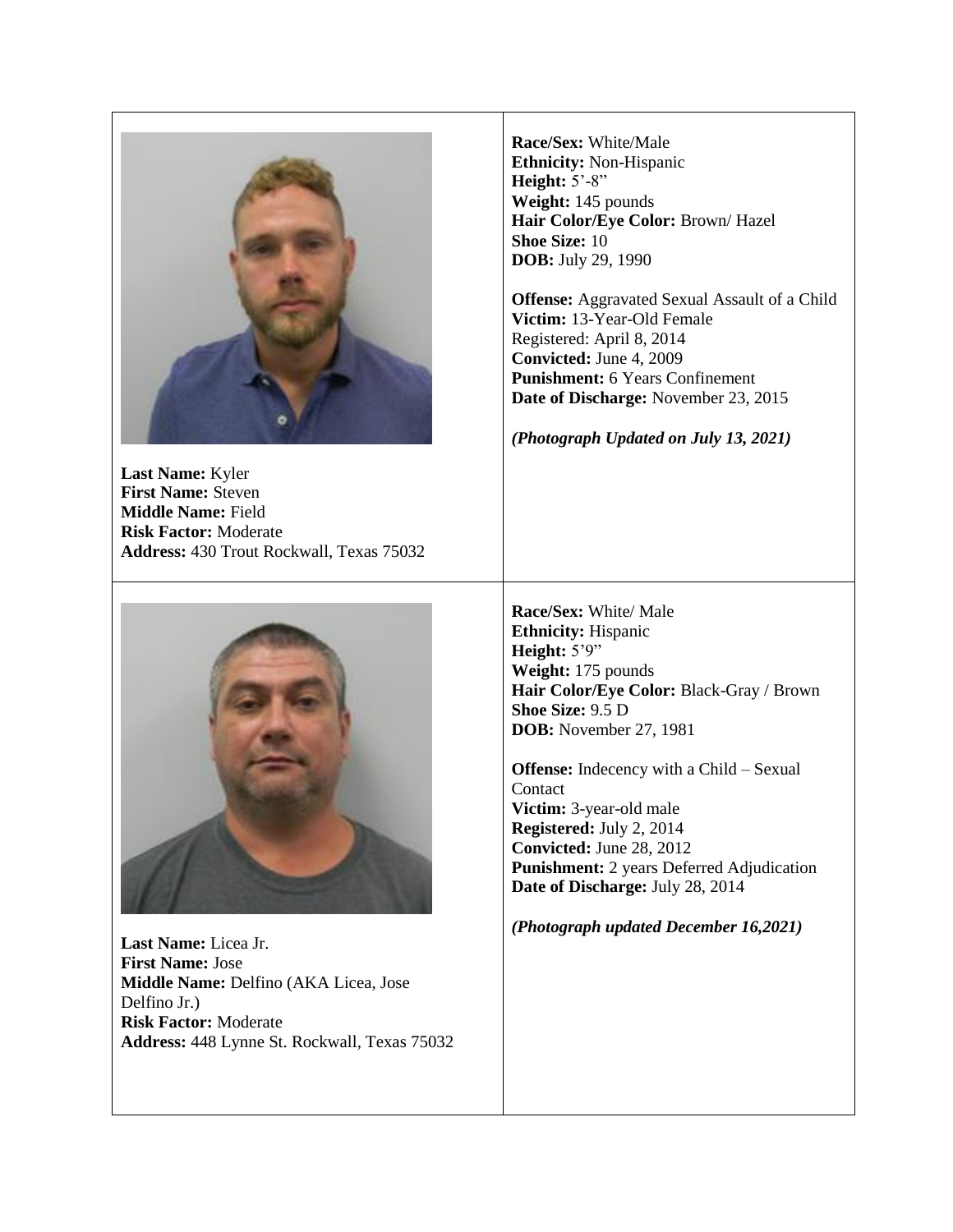| | |
|---|---|
| **Last Name:** Kyler<br>**First Name:** Steven<br>**Middle Name:** Field<br>**Risk Factor:** Moderate<br>**Address:** 430 Trout Rockwall, Texas 75032 | **Race/Sex:** White/Male<br>**Ethnicity:** Non-Hispanic<br>**Height:** 5'-8"<br>**Weight:** 145 pounds<br>**Hair Color/Eye Color:** Brown/ Hazel<br>**Shoe Size:** 10<br>**DOB:** July 29, 1990<br><br>**Offense:** Aggravated Sexual Assault of a Child<br>**Victim:** 13-Year-Old Female<br>Registered: April 8, 2014<br>**Convicted:** June 4, 2009<br>**Punishment:** 6 Years Confinement<br>**Date of Discharge:** November 23, 2015<br><br>***(Photograph Updated on July 13, 2021)*** |
| **Last Name:** Licea Jr.<br>**First Name:** Jose<br>**Middle Name:** Delfino (AKA Licea, Jose Delfino Jr.)<br>**Risk Factor:** Moderate<br>**Address:** 448 Lynne St. Rockwall, Texas 75032 | **Race/Sex:** White/ Male<br>**Ethnicity:** Hispanic<br>**Height:** 5'9"<br>**Weight:** 175 pounds<br>**Hair Color/Eye Color:** Black-Gray / Brown<br>**Shoe Size:** 9.5 D<br>**DOB:** November 27, 1981<br><br>**Offense:** Indecency with a Child – Sexual Contact<br>**Victim:** 3-year-old male<br>**Registered:** July 2, 2014<br>**Convicted:** June 28, 2012<br>**Punishment:** 2 years Deferred Adjudication<br>**Date of Discharge:** July 28, 2014<br><br>***(Photograph updated December 16,2021)*** |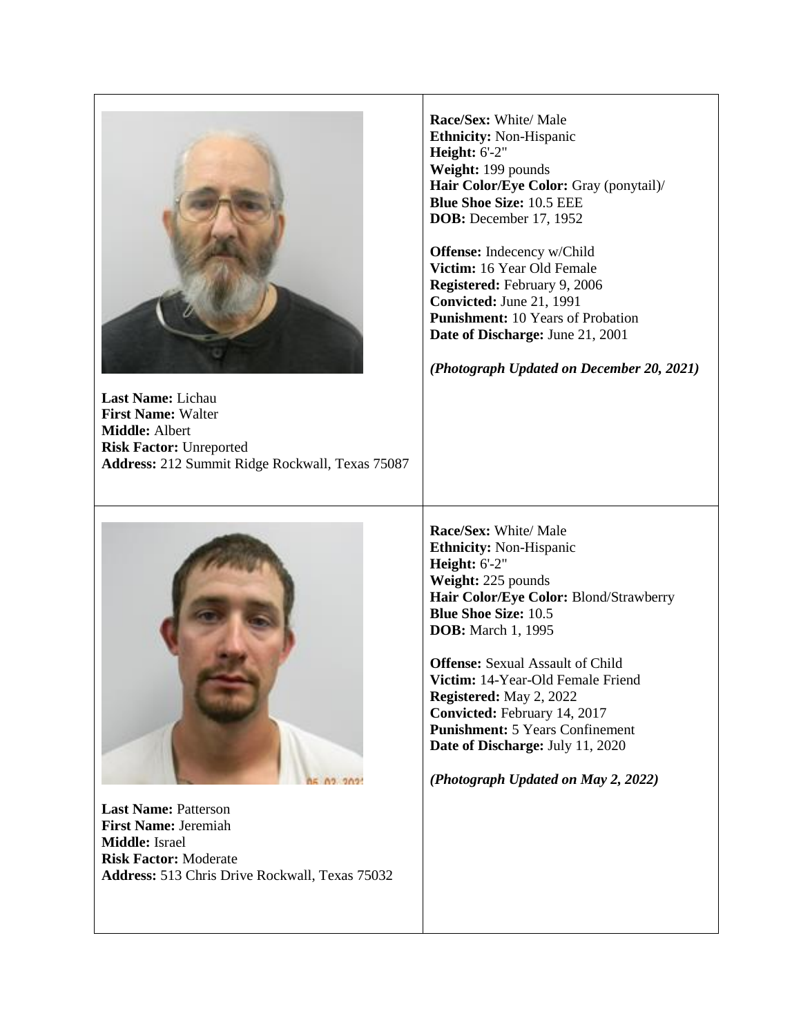| | |
|---|---|
| **Last Name:** Lichau<br>**First Name:** Walter<br>**Middle:** Albert<br>**Risk Factor:** Unreported<br>**Address:** 212 Summit Ridge Rockwall, Texas 75087 | **Race/Sex:** White/ Male<br>**Ethnicity:** Non-Hispanic<br>**Height:** 6'-2"<br>**Weight:** 199 pounds<br>**Hair Color/Eye Color:** Gray (ponytail)/<br>**Blue Shoe Size:** 10.5 EEE<br>**DOB:** December 17, 1952<br><br>**Offense:** Indecency w/Child<br>**Victim:** 16 Year Old Female<br>**Registered:** February 9, 2006<br>**Convicted:** June 21, 1991<br>**Punishment:** 10 Years of Probation<br>**Date of Discharge:** June 21, 2001<br><br>***(Photograph Updated on December 20, 2021)*** |
| **Last Name:** Patterson<br>**First Name:** Jeremiah<br>**Middle:** Israel<br>**Risk Factor:** Moderate<br>**Address:** 513 Chris Drive Rockwall, Texas 75032 | **Race/Sex:** White/ Male<br>**Ethnicity:** Non-Hispanic<br>**Height:** 6'-2"<br>**Weight:** 225 pounds<br>**Hair Color/Eye Color:** Blond/Strawberry<br>**Blue Shoe Size:** 10.5<br>**DOB:** March 1, 1995<br><br>**Offense:** Sexual Assault of Child<br>**Victim:** 14-Year-Old Female Friend<br>**Registered:** May 2, 2022<br>**Convicted:** February 14, 2017<br>**Punishment:** 5 Years Confinement<br>**Date of Discharge:** July 11, 2020<br><br>***(Photograph Updated on May 2, 2022)*** |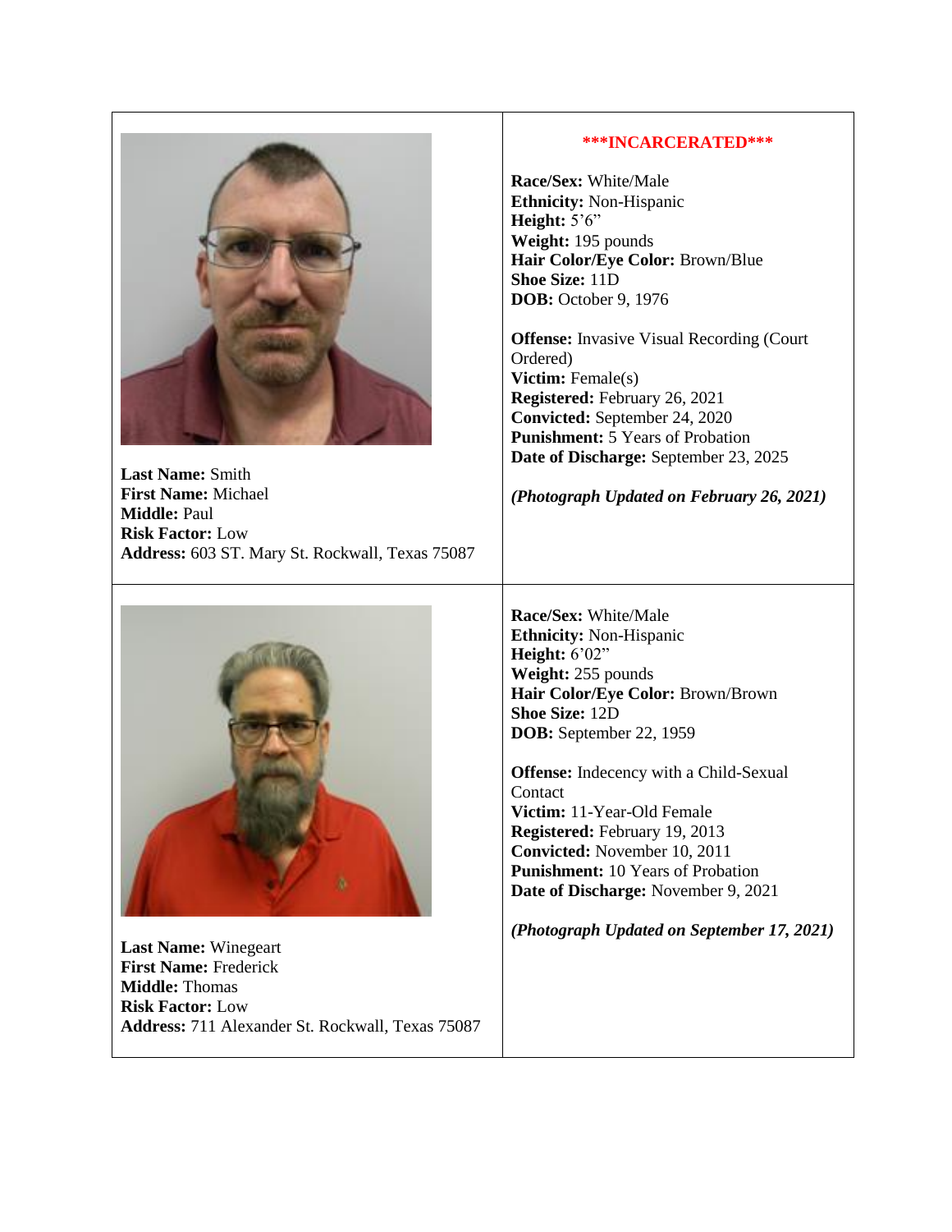| | |
|---|---|
| **Last Name:** Smith<br>**First Name:** Michael<br>**Middle:** Paul<br>**Risk Factor:** Low<br>**Address:** 603 ST. Mary St. Rockwall, Texas 75087 | **\*\*\*INCARCERATED\*\*\***<br><br>**Race/Sex:** White/Male<br>**Ethnicity:** Non-Hispanic<br>**Height:** 5’6”<br>**Weight:** 195 pounds<br>**Hair Color/Eye Color:** Brown/Blue<br>**Shoe Size:** 11D<br>**DOB:** October 9, 1976<br><br>**Offense:** Invasive Visual Recording (Court Ordered)<br>**Victim:** Female(s)<br>**Registered:** February 26, 2021<br>**Convicted:** September 24, 2020<br>**Punishment:** 5 Years of Probation<br>**Date of Discharge:** September 23, 2025<br><br>***(Photograph Updated on February 26, 2021)*** |
| **Last Name:** Winegeart<br>**First Name:** Frederick<br>**Middle:** Thomas<br>**Risk Factor:** Low<br>**Address:** 711 Alexander St. Rockwall, Texas 75087 | **Race/Sex:** White/Male<br>**Ethnicity:** Non-Hispanic<br>**Height:** 6’02”<br>**Weight:** 255 pounds<br>**Hair Color/Eye Color:** Brown/Brown<br>**Shoe Size:** 12D<br>**DOB:** September 22, 1959<br><br>**Offense:** Indecency with a Child-Sexual Contact<br>**Victim:** 11-Year-Old Female<br>**Registered:** February 19, 2013<br>**Convicted:** November 10, 2011<br>**Punishment:** 10 Years of Probation<br>**Date of Discharge:** November 9, 2021<br><br>***(Photograph Updated on September 17, 2021)*** |